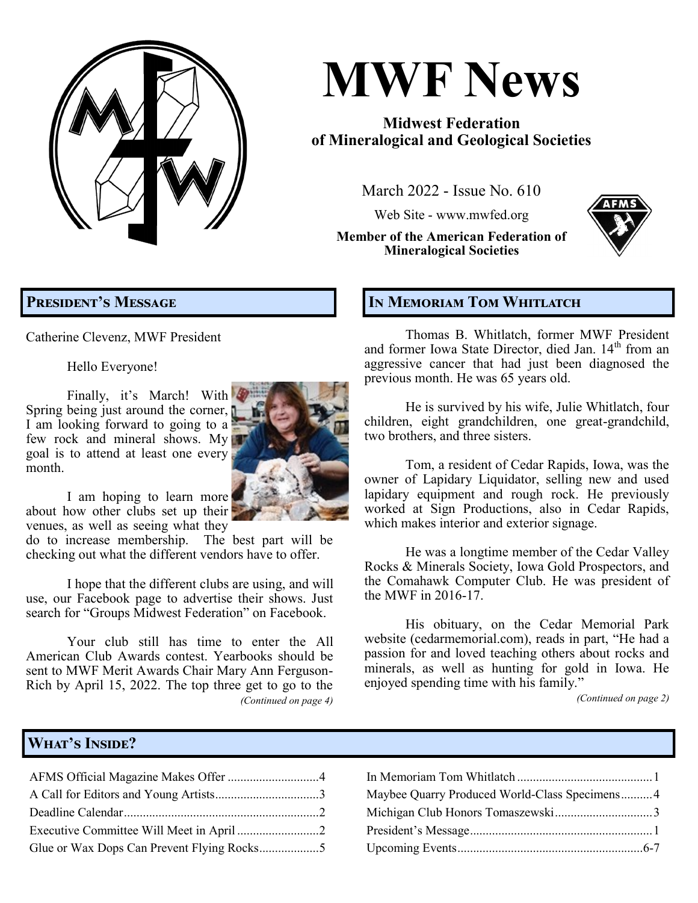# MWF News

**Midwest Federation of Mineralogical and Geological Societies**

March 2022 - Issue No. 610

Web Site - www.mwfed.org

**Member of the American Federation of Mineralogical Societies**

## President's Message

Catherine Clevenz, MWF President

Hello Everyone!

Finally, it's March! With Spring being just around the corner, I am looking forward to going to a few rock and mineral shows. My goal is to attend at least one every month.

I am hoping to learn more about how other clubs set up their venues, as well as seeing what they do to increase membership. The best part will be checking out what the different vendors have to offer.

I hope that the different clubs are using, and will use, our Facebook page to advertise their shows. Just search for "Groups Midwest Federation" on Facebook.

Your club still has time to enter the All American Club Awards contest. Yearbooks should be sent to MWF Merit Awards Chair Mary Ann Ferguson-Rich by April 15, 2022. The top three get to go to the

*(Continued on page 4)*

## In Memoriam Tom Whitlatch

Thomas B. Whitlatch, former MWF President and former Iowa State Director, died Jan. 14th from an aggressive cancer that had just been diagnosed the previous month. He was 65 years old.

He is survived by his wife, Julie Whitlatch, four children, eight grandchildren, one great-grandchild, two brothers, and three sisters.

Tom, a resident of Cedar Rapids, Iowa, was the owner of Lapidary Liquidator, selling new and used lapidary equipment and rough rock. He previously worked at Sign Productions, also in Cedar Rapids, which makes interior and exterior signage.

He was a longtime member of the Cedar Valley Rocks & Minerals Society, Iowa Gold Prospectors, and the Comahawk Computer Club. He was president of the MWF in 2016-17.

His obituary, on the Cedar Memorial Park website (cedarmemorial.com), reads in part, "He had a passion for and loved teaching others about rocks and minerals, as well as hunting for gold in Iowa. He enjoyed spending time with his family."

*(Continued on page 2)*

## What's Inside?

| | |
|---|---|
| AFMS Official Magazine Makes Offer | 4 |
| A Call for Editors and Young Artists | 3 |
| Deadline Calendar | 2 |
| Executive Committee Will Meet in April | 2 |
| Glue or Wax Dops Can Prevent Flying Rocks | 5 |
| In Memoriam Tom Whitlatch | 1 |
| Maybee Quarry Produced World-Class Specimens | 4 |
| Michigan Club Honors Tomaszewski | 3 |
| President's Message | 1 |
| Upcoming Events | 6-7 |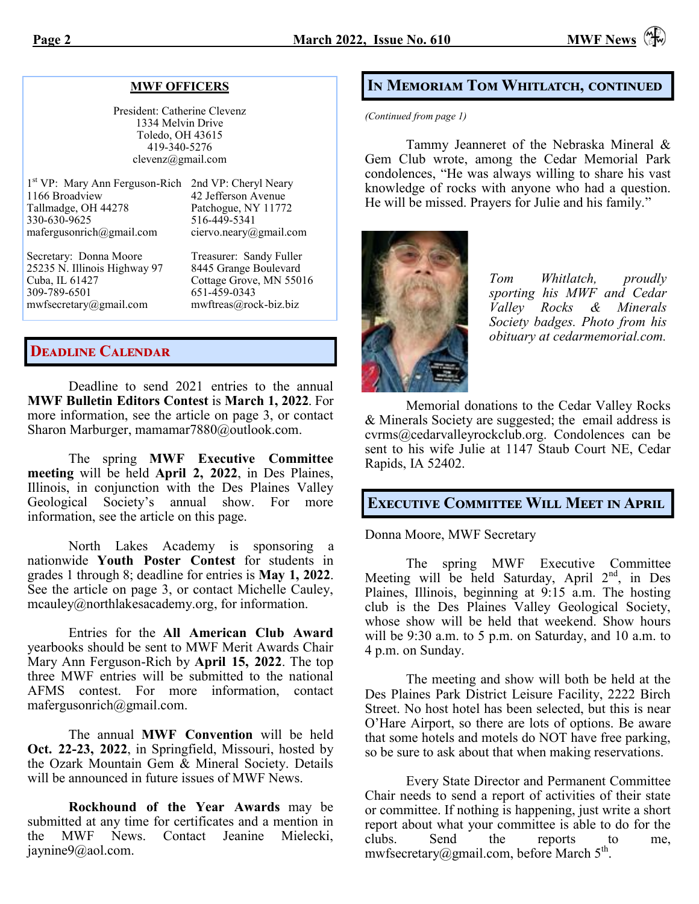## MWF OFFICERS

President: Catherine Clevenz
1334 Melvin Drive
Toledo, OH 43615
419-340-5276
clevenz@gmail.com

1st VP: Mary Ann Ferguson-Rich
1166 Broadview
Tallmadge, OH 44278
330-630-9625
mafergusonrich@gmail.com

2nd VP: Cheryl Neary
42 Jefferson Avenue
Patchogue, NY 11772
516-449-5341
ciervo.neary@gmail.com

Secretary: Donna Moore
25235 N. Illinois Highway 97
Cuba, IL 61427
309-789-6501
mwfsecretary@gmail.com

Treasurer: Sandy Fuller
8445 Grange Boulevard
Cottage Grove, MN 55016
651-459-0343
mwftreas@rock-biz.biz

## Deadline Calendar

Deadline to send 2021 entries to the annual **MWF Bulletin Editors Contest** is **March 1, 2022**. For more information, see the article on page 3, or contact Sharon Marburger, mamamar7880@outlook.com.

The spring **MWF Executive Committee meeting** will be held **April 2, 2022**, in Des Plaines, Illinois, in conjunction with the Des Plaines Valley Geological Society's annual show. For more information, see the article on this page.

North Lakes Academy is sponsoring a nationwide **Youth Poster Contest** for students in grades 1 through 8; deadline for entries is **May 1, 2022**. See the article on page 3, or contact Michelle Cauley, mcauley@northlakesacademy.org, for information.

Entries for the **All American Club Award** yearbooks should be sent to MWF Merit Awards Chair Mary Ann Ferguson-Rich by **April 15, 2022**. The top three MWF entries will be submitted to the national AFMS contest. For more information, contact mafergusonrich@gmail.com.

The annual **MWF Convention** will be held **Oct. 22-23, 2022**, in Springfield, Missouri, hosted by the Ozark Mountain Gem & Mineral Society. Details will be announced in future issues of MWF News.

**Rockhound of the Year Awards** may be submitted at any time for certificates and a mention in the MWF News. Contact Jeanine Mielecki, jaynine9@aol.com.

## In Memoriam Tom Whitlatch, continued

*(Continued from page 1)*

Tammy Jeanneret of the Nebraska Mineral & Gem Club wrote, among the Cedar Memorial Park condolences, "He was always willing to share his vast knowledge of rocks with anyone who had a question. He will be missed. Prayers for Julie and his family."

*Tom Whitlatch, proudly sporting his MWF and Cedar Valley Rocks & Minerals Society badges. Photo from his obituary at cedarmemorial.com.*

Memorial donations to the Cedar Valley Rocks & Minerals Society are suggested; the email address is cvrms@cedarvalleyrockclub.org. Condolences can be sent to his wife Julie at 1147 Staub Court NE, Cedar Rapids, IA 52402.

## Executive Committee Will Meet in April

Donna Moore, MWF Secretary

The spring MWF Executive Committee Meeting will be held Saturday, April 2nd, in Des Plaines, Illinois, beginning at 9:15 a.m. The hosting club is the Des Plaines Valley Geological Society, whose show will be held that weekend. Show hours will be 9:30 a.m. to 5 p.m. on Saturday, and 10 a.m. to 4 p.m. on Sunday.

The meeting and show will both be held at the Des Plaines Park District Leisure Facility, 2222 Birch Street. No host hotel has been selected, but this is near O'Hare Airport, so there are lots of options. Be aware that some hotels and motels do NOT have free parking, so be sure to ask about that when making reservations.

Every State Director and Permanent Committee Chair needs to send a report of activities of their state or committee. If nothing is happening, just write a short report about what your committee is able to do for the clubs. Send the reports to me, mwfsecretary@gmail.com, before March 5th.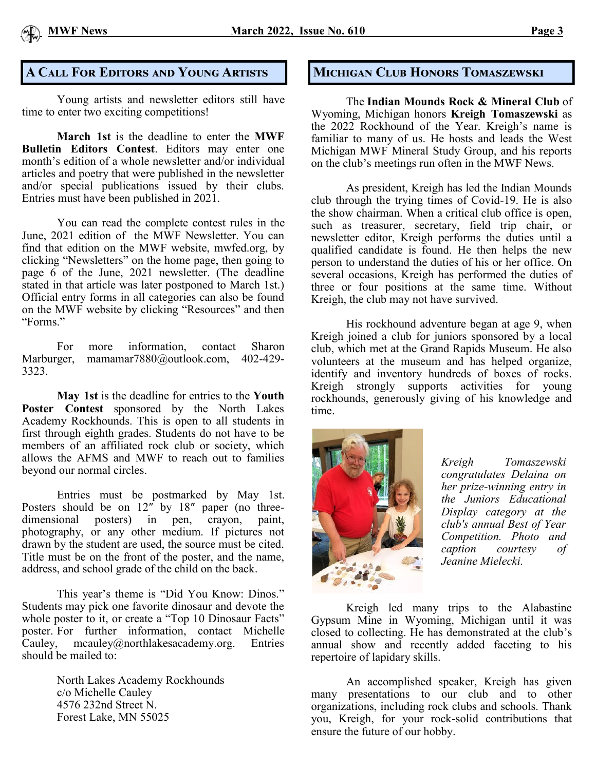## A Call For Editors and Young Artists

Young artists and newsletter editors still have time to enter two exciting competitions!

**March 1st** is the deadline to enter the **MWF Bulletin Editors Contest**. Editors may enter one month's edition of a whole newsletter and/or individual articles and poetry that were published in the newsletter and/or special publications issued by their clubs. Entries must have been published in 2021.

You can read the complete contest rules in the June, 2021 edition of the MWF Newsletter. You can find that edition on the MWF website, mwfed.org, by clicking "Newsletters" on the home page, then going to page 6 of the June, 2021 newsletter. (The deadline stated in that article was later postponed to March 1st.) Official entry forms in all categories can also be found on the MWF website by clicking "Resources" and then "Forms."

For more information, contact Sharon Marburger, mamamar7880@outlook.com, 402-429-3323.

**May 1st** is the deadline for entries to the **Youth Poster Contest** sponsored by the North Lakes Academy Rockhounds. This is open to all students in first through eighth grades. Students do not have to be members of an affiliated rock club or society, which allows the AFMS and MWF to reach out to families beyond our normal circles.

Entries must be postmarked by May 1st. Posters should be on 12″ by 18″ paper (no three-dimensional posters) in pen, crayon, paint, photography, or any other medium. If pictures not drawn by the student are used, the source must be cited. Title must be on the front of the poster, and the name, address, and school grade of the child on the back.

This year's theme is "Did You Know: Dinos." Students may pick one favorite dinosaur and devote the whole poster to it, or create a "Top 10 Dinosaur Facts" poster. For further information, contact Michelle Cauley, mcauley@northlakesacademy.org. Entries should be mailed to:

North Lakes Academy Rockhounds
c/o Michelle Cauley
4576 232nd Street N.
Forest Lake, MN 55025

## Michigan Club Honors Tomaszewski

The **Indian Mounds Rock & Mineral Club** of Wyoming, Michigan honors **Kreigh Tomaszewski** as the 2022 Rockhound of the Year. Kreigh's name is familiar to many of us. He hosts and leads the West Michigan MWF Mineral Study Group, and his reports on the club's meetings run often in the MWF News.

As president, Kreigh has led the Indian Mounds club through the trying times of Covid-19. He is also the show chairman. When a critical club office is open, such as treasurer, secretary, field trip chair, or newsletter editor, Kreigh performs the duties until a qualified candidate is found. He then helps the new person to understand the duties of his or her office. On several occasions, Kreigh has performed the duties of three or four positions at the same time. Without Kreigh, the club may not have survived.

His rockhound adventure began at age 9, when Kreigh joined a club for juniors sponsored by a local club, which met at the Grand Rapids Museum. He also volunteers at the museum and has helped organize, identify and inventory hundreds of boxes of rocks. Kreigh strongly supports activities for young rockhounds, generously giving of his knowledge and time.

*Kreigh Tomaszewski congratulates Delaina on her prize-winning entry in the Juniors Educational Display category at the club's annual Best of Year Competition. Photo and caption courtesy of Jeanine Mielecki.*

Kreigh led many trips to the Alabastine Gypsum Mine in Wyoming, Michigan until it was closed to collecting. He has demonstrated at the club's annual show and recently added faceting to his repertoire of lapidary skills.

An accomplished speaker, Kreigh has given many presentations to our club and to other organizations, including rock clubs and schools. Thank you, Kreigh, for your rock-solid contributions that ensure the future of our hobby.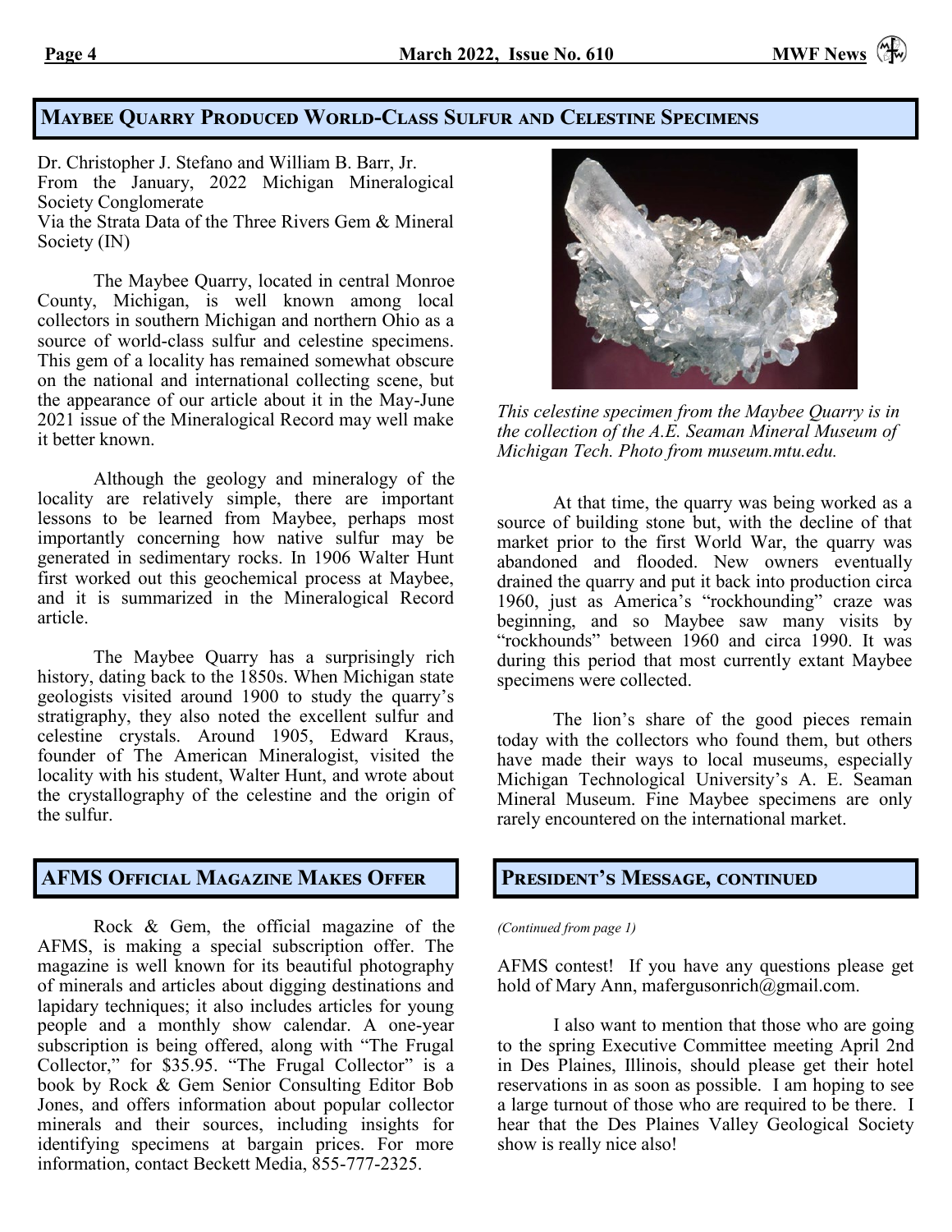## Maybee Quarry Produced World-Class Sulfur and Celestine Specimens

Dr. Christopher J. Stefano and William B. Barr, Jr.
From the January, 2022 Michigan Mineralogical Society Conglomerate
Via the Strata Data of the Three Rivers Gem & Mineral Society (IN)

The Maybee Quarry, located in central Monroe County, Michigan, is well known among local collectors in southern Michigan and northern Ohio as a source of world-class sulfur and celestine specimens. This gem of a locality has remained somewhat obscure on the national and international collecting scene, but the appearance of our article about it in the May-June 2021 issue of the Mineralogical Record may well make it better known.

Although the geology and mineralogy of the locality are relatively simple, there are important lessons to be learned from Maybee, perhaps most importantly concerning how native sulfur may be generated in sedimentary rocks. In 1906 Walter Hunt first worked out this geochemical process at Maybee, and it is summarized in the Mineralogical Record article.

The Maybee Quarry has a surprisingly rich history, dating back to the 1850s. When Michigan state geologists visited around 1900 to study the quarry's stratigraphy, they also noted the excellent sulfur and celestine crystals. Around 1905, Edward Kraus, founder of The American Mineralogist, visited the locality with his student, Walter Hunt, and wrote about the crystallography of the celestine and the origin of the sulfur.

*This celestine specimen from the Maybee Quarry is in the collection of the A.E. Seaman Mineral Museum of Michigan Tech. Photo from museum.mtu.edu.*

At that time, the quarry was being worked as a source of building stone but, with the decline of that market prior to the first World War, the quarry was abandoned and flooded. New owners eventually drained the quarry and put it back into production circa 1960, just as America's "rockhounding" craze was beginning, and so Maybee saw many visits by "rockhounds" between 1960 and circa 1990. It was during this period that most currently extant Maybee specimens were collected.

The lion's share of the good pieces remain today with the collectors who found them, but others have made their ways to local museums, especially Michigan Technological University's A. E. Seaman Mineral Museum. Fine Maybee specimens are only rarely encountered on the international market.

## AFMS Official Magazine Makes Offer

Rock & Gem, the official magazine of the AFMS, is making a special subscription offer. The magazine is well known for its beautiful photography of minerals and articles about digging destinations and lapidary techniques; it also includes articles for young people and a monthly show calendar. A one-year subscription is being offered, along with "The Frugal Collector," for $35.95. "The Frugal Collector" is a book by Rock & Gem Senior Consulting Editor Bob Jones, and offers information about popular collector minerals and their sources, including insights for identifying specimens at bargain prices. For more information, contact Beckett Media, 855-777-2325.

## President's Message, continued

*(Continued from page 1)*

AFMS contest! If you have any questions please get hold of Mary Ann, mafergusonrich@gmail.com.

I also want to mention that those who are going to the spring Executive Committee meeting April 2nd in Des Plaines, Illinois, should please get their hotel reservations in as soon as possible. I am hoping to see a large turnout of those who are required to be there. I hear that the Des Plaines Valley Geological Society show is really nice also!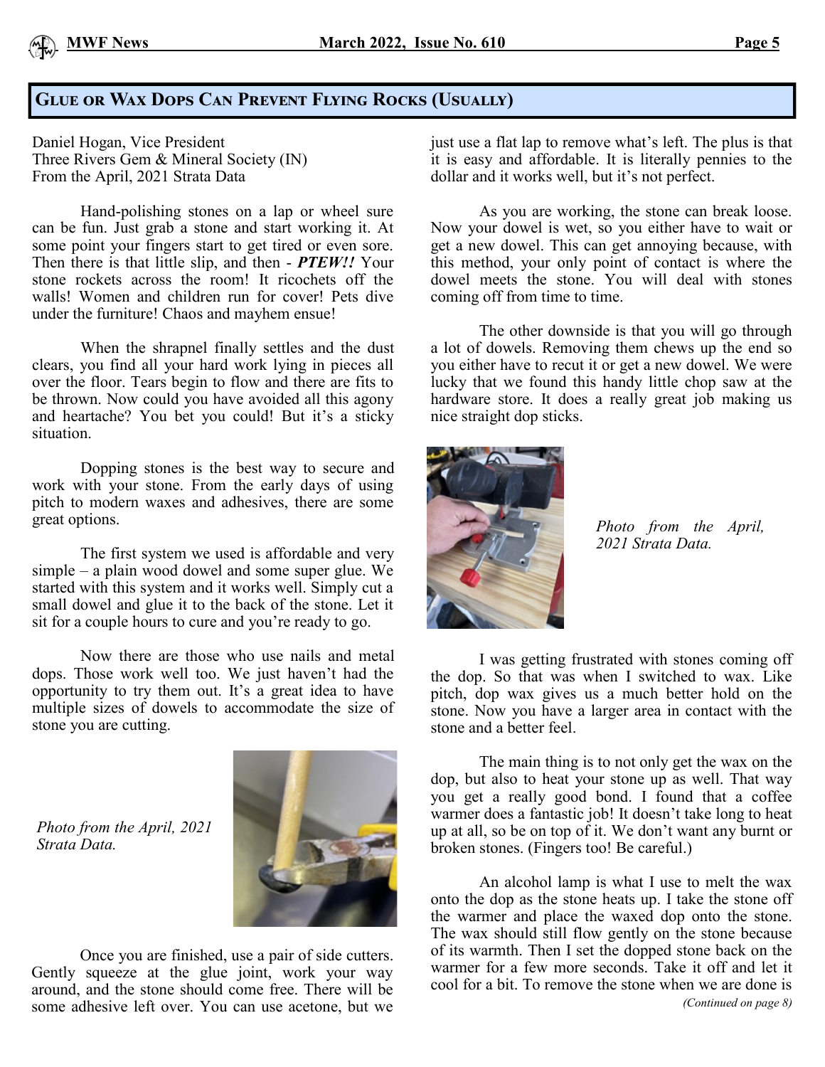## Glue or Wax Dops Can Prevent Flying Rocks (Usually)

Daniel Hogan, Vice President
Three Rivers Gem & Mineral Society (IN)
From the April, 2021 Strata Data

Hand-polishing stones on a lap or wheel sure can be fun. Just grab a stone and start working it. At some point your fingers start to get tired or even sore. Then there is that little slip, and then - ***PTEW!!*** Your stone rockets across the room! It ricochets off the walls! Women and children run for cover! Pets dive under the furniture! Chaos and mayhem ensue!

When the shrapnel finally settles and the dust clears, you find all your hard work lying in pieces all over the floor. Tears begin to flow and there are fits to be thrown. Now could you have avoided all this agony and heartache? You bet you could! But it's a sticky situation.

Dopping stones is the best way to secure and work with your stone. From the early days of using pitch to modern waxes and adhesives, there are some great options.

The first system we used is affordable and very simple – a plain wood dowel and some super glue. We started with this system and it works well. Simply cut a small dowel and glue it to the back of the stone. Let it sit for a couple hours to cure and you're ready to go.

Now there are those who use nails and metal dops. Those work well too. We just haven't had the opportunity to try them out. It's a great idea to have multiple sizes of dowels to accommodate the size of stone you are cutting.

*Photo from the April, 2021 Strata Data.*

Once you are finished, use a pair of side cutters. Gently squeeze at the glue joint, work your way around, and the stone should come free. There will be some adhesive left over. You can use acetone, but we just use a flat lap to remove what's left. The plus is that it is easy and affordable. It is literally pennies to the dollar and it works well, but it's not perfect.

As you are working, the stone can break loose. Now your dowel is wet, so you either have to wait or get a new dowel. This can get annoying because, with this method, your only point of contact is where the dowel meets the stone. You will deal with stones coming off from time to time.

The other downside is that you will go through a lot of dowels. Removing them chews up the end so you either have to recut it or get a new dowel. We were lucky that we found this handy little chop saw at the hardware store. It does a really great job making us nice straight dop sticks.

*Photo from the April, 2021 Strata Data.*

I was getting frustrated with stones coming off the dop. So that was when I switched to wax. Like pitch, dop wax gives us a much better hold on the stone. Now you have a larger area in contact with the stone and a better feel.

The main thing is to not only get the wax on the dop, but also to heat your stone up as well. That way you get a really good bond. I found that a coffee warmer does a fantastic job! It doesn't take long to heat up at all, so be on top of it. We don't want any burnt or broken stones. (Fingers too! Be careful.)

An alcohol lamp is what I use to melt the wax onto the dop as the stone heats up. I take the stone off the warmer and place the waxed dop onto the stone. The wax should still flow gently on the stone because of its warmth. Then I set the dopped stone back on the warmer for a few more seconds. Take it off and let it cool for a bit. To remove the stone when we are done is

*(Continued on page 8)*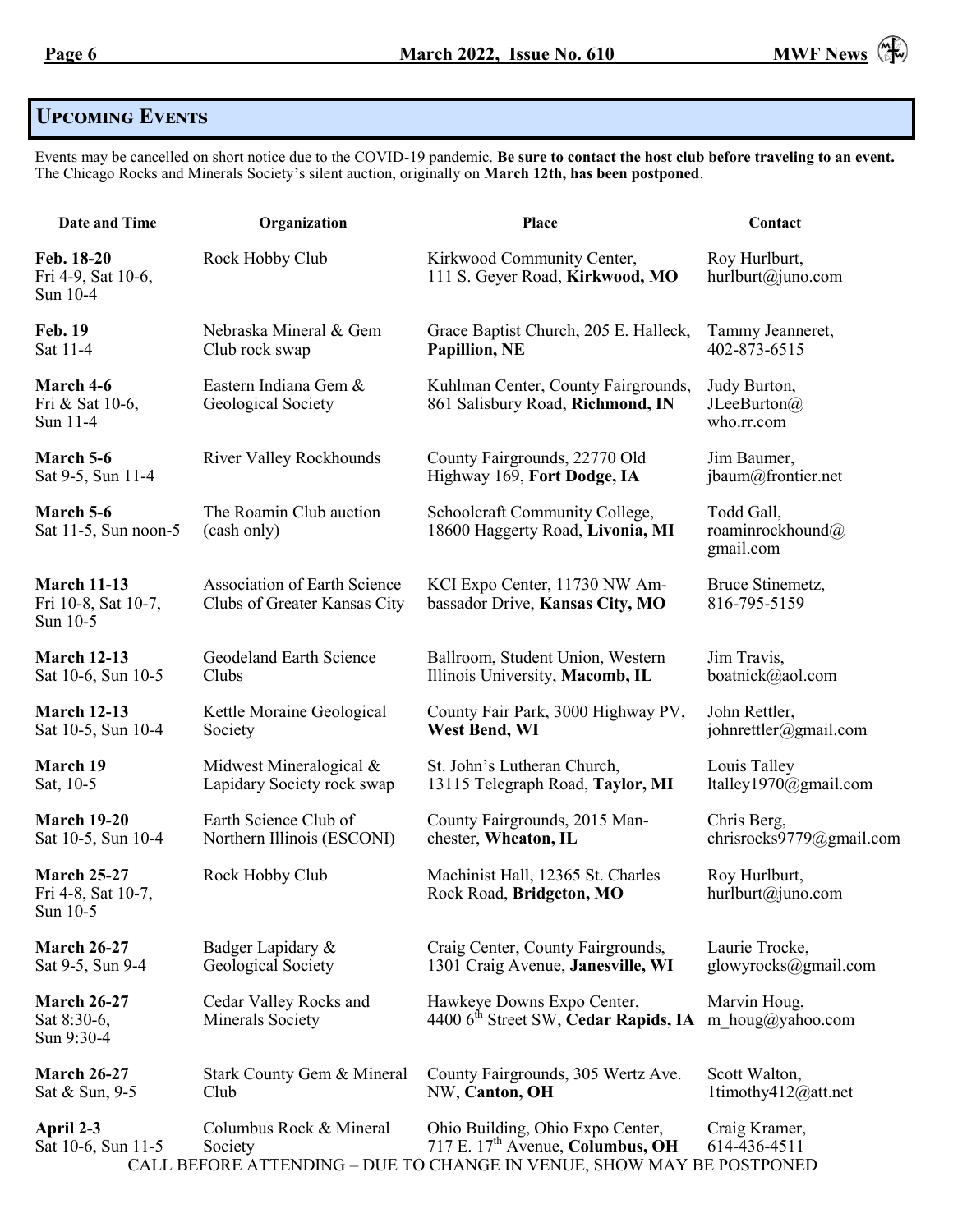## Upcoming Events

Events may be cancelled on short notice due to the COVID-19 pandemic. **Be sure to contact the host club before traveling to an event.** The Chicago Rocks and Minerals Society's silent auction, originally on **March 12th, has been postponed**.

| Date and Time | Organization | Place | Contact |
|---|---|---|---|
| **Feb. 18-20** Fri 4-9, Sat 10-6, Sun 10-4 | Rock Hobby Club | Kirkwood Community Center, 111 S. Geyer Road, **Kirkwood, MO** | Roy Hurlburt, hurlburt@juno.com |
| **Feb. 19** Sat 11-4 | Nebraska Mineral & Gem Club rock swap | Grace Baptist Church, 205 E. Halleck, **Papillion, NE** | Tammy Jeanneret, 402-873-6515 |
| **March 4-6** Fri & Sat 10-6, Sun 11-4 | Eastern Indiana Gem & Geological Society | Kuhlman Center, County Fairgrounds, 861 Salisbury Road, **Richmond, IN** | Judy Burton, JLeeBurton@who.rr.com |
| **March 5-6** Sat 9-5, Sun 11-4 | River Valley Rockhounds | County Fairgrounds, 22770 Old Highway 169, **Fort Dodge, IA** | Jim Baumer, jbaum@frontier.net |
| **March 5-6** Sat 11-5, Sun noon-5 | The Roamin Club auction (cash only) | Schoolcraft Community College, 18600 Haggerty Road, **Livonia, MI** | Todd Gall, roaminrockhound@gmail.com |
| **March 11-13** Fri 10-8, Sat 10-7, Sun 10-5 | Association of Earth Science Clubs of Greater Kansas City | KCI Expo Center, 11730 NW Ambassador Drive, **Kansas City, MO** | Bruce Stinemetz, 816-795-5159 |
| **March 12-13** Sat 10-6, Sun 10-5 | Geodeland Earth Science Clubs | Ballroom, Student Union, Western Illinois University, **Macomb, IL** | Jim Travis, boatnick@aol.com |
| **March 12-13** Sat 10-5, Sun 10-4 | Kettle Moraine Geological Society | County Fair Park, 3000 Highway PV, **West Bend, WI** | John Rettler, johnrettler@gmail.com |
| **March 19** Sat, 10-5 | Midwest Mineralogical & Lapidary Society rock swap | St. John's Lutheran Church, 13115 Telegraph Road, **Taylor, MI** | Louis Talley ltalley1970@gmail.com |
| **March 19-20** Sat 10-5, Sun 10-4 | Earth Science Club of Northern Illinois (ESCONI) | County Fairgrounds, 2015 Manchester, **Wheaton, IL** | Chris Berg, chrisrocks9779@gmail.com |
| **March 25-27** Fri 4-8, Sat 10-7, Sun 10-5 | Rock Hobby Club | Machinist Hall, 12365 St. Charles Rock Road, **Bridgeton, MO** | Roy Hurlburt, hurlburt@juno.com |
| **March 26-27** Sat 9-5, Sun 9-4 | Badger Lapidary & Geological Society | Craig Center, County Fairgrounds, 1301 Craig Avenue, **Janesville, WI** | Laurie Trocke, glowyrocks@gmail.com |
| **March 26-27** Sat 8:30-6, Sun 9:30-4 | Cedar Valley Rocks and Minerals Society | Hawkeye Downs Expo Center, 4400 6th Street SW, **Cedar Rapids, IA** | Marvin Houg, m_houg@yahoo.com |
| **March 26-27** Sat & Sun, 9-5 | Stark County Gem & Mineral Club | County Fairgrounds, 305 Wertz Ave. NW, **Canton, OH** | Scott Walton, 1timothy412@att.net |
| **April 2-3** Sat 10-6, Sun 11-5 | Columbus Rock & Mineral Society | Ohio Building, Ohio Expo Center, 717 E. 17th Avenue, **Columbus, OH** | Craig Kramer, 614-436-4511 |

CALL BEFORE ATTENDING – DUE TO CHANGE IN VENUE, SHOW MAY BE POSTPONED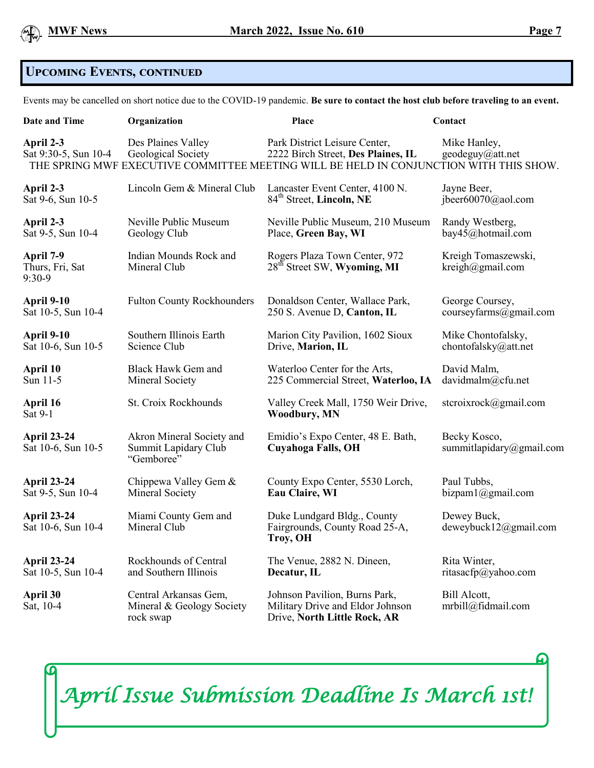## Upcoming Events, continued

Events may be cancelled on short notice due to the COVID-19 pandemic. **Be sure to contact the host club before traveling to an event.**

| Date and Time | Organization | Place | Contact |
|---|---|---|---|
| **April 2-3** Sat 9:30-5, Sun 10-4 | Des Plaines Valley Geological Society | Park District Leisure Center, 2222 Birch Street, **Des Plaines, IL** | Mike Hanley, geodeguy@att.net |
| THE SPRING MWF EXECUTIVE COMMITTEE MEETING WILL BE HELD IN CONJUNCTION WITH THIS SHOW. | | | |
| **April 2-3** Sat 9-6, Sun 10-5 | Lincoln Gem & Mineral Club | Lancaster Event Center, 4100 N. 84th Street, **Lincoln, NE** | Jayne Beer, jbeer60070@aol.com |
| **April 2-3** Sat 9-5, Sun 10-4 | Neville Public Museum Geology Club | Neville Public Museum, 210 Museum Place, **Green Bay, WI** | Randy Westberg, bay45@hotmail.com |
| **April 7-9** Thurs, Fri, Sat 9:30-9 | Indian Mounds Rock and Mineral Club | Rogers Plaza Town Center, 972 28th Street SW, **Wyoming, MI** | Kreigh Tomaszewski, kreigh@gmail.com |
| **April 9-10** Sat 10-5, Sun 10-4 | Fulton County Rockhounders | Donaldson Center, Wallace Park, 250 S. Avenue D, **Canton, IL** | George Coursey, courseyfarms@gmail.com |
| **April 9-10** Sat 10-6, Sun 10-5 | Southern Illinois Earth Science Club | Marion City Pavilion, 1602 Sioux Drive, **Marion, IL** | Mike Chontofalsky, chontofalsky@att.net |
| **April 10** Sun 11-5 | Black Hawk Gem and Mineral Society | Waterloo Center for the Arts, 225 Commercial Street, **Waterloo, IA** | David Malm, davidmalm@cfu.net |
| **April 16** Sat 9-1 | St. Croix Rockhounds | Valley Creek Mall, 1750 Weir Drive, **Woodbury, MN** | stcroixrock@gmail.com |
| **April 23-24** Sat 10-6, Sun 10-5 | Akron Mineral Society and Summit Lapidary Club "Gemboree" | Emidio's Expo Center, 48 E. Bath, **Cuyahoga Falls, OH** | Becky Kosco, summitlapidary@gmail.com |
| **April 23-24** Sat 9-5, Sun 10-4 | Chippewa Valley Gem & Mineral Society | County Expo Center, 5530 Lorch, **Eau Claire, WI** | Paul Tubbs, bizpam1@gmail.com |
| **April 23-24** Sat 10-6, Sun 10-4 | Miami County Gem and Mineral Club | Duke Lundgard Bldg., County Fairgrounds, County Road 25-A, **Troy, OH** | Dewey Buck, deweybuck12@gmail.com |
| **April 23-24** Sat 10-5, Sun 10-4 | Rockhounds of Central and Southern Illinois | The Venue, 2882 N. Dineen, **Decatur, IL** | Rita Winter, ritasacfp@yahoo.com |
| **April 30** Sat, 10-4 | Central Arkansas Gem, Mineral & Geology Society rock swap | Johnson Pavilion, Burns Park, Military Drive and Eldor Johnson Drive, **North Little Rock, AR** | Bill Alcott, mrbill@fidmail.com |

*April Issue Submission Deadline Is March 1st!*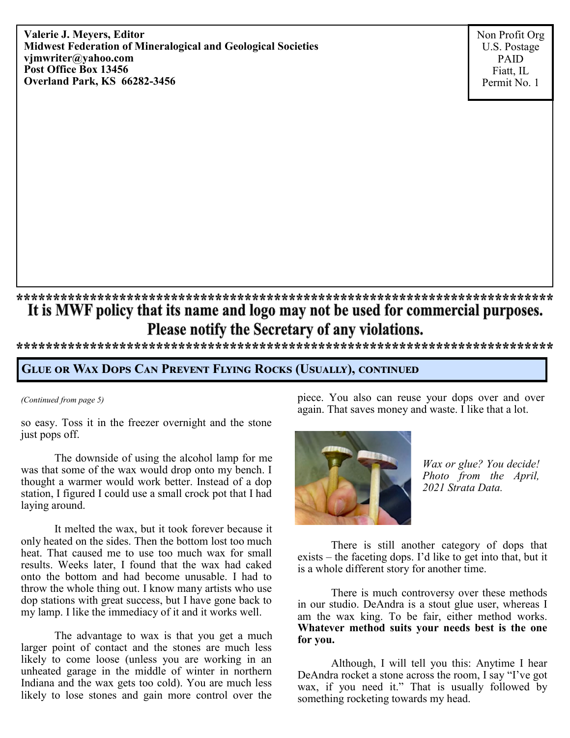**Valerie J. Meyers, Editor**
**Midwest Federation of Mineralogical and Geological Societies**
**vjmwriter@yahoo.com**
**Post Office Box 13456**
**Overland Park, KS 66282-3456**

Non Profit Org
U.S. Postage
PAID
Fiatt, IL
Permit No. 1

**It is MWF policy that its name and logo may not be used for commercial purposes. Please notify the Secretary of any violations.**

## Glue or Wax Dops Can Prevent Flying Rocks (Usually), continued

*(Continued from page 5)*

so easy. Toss it in the freezer overnight and the stone just pops off.

The downside of using the alcohol lamp for me was that some of the wax would drop onto my bench. I thought a warmer would work better. Instead of a dop station, I figured I could use a small crock pot that I had laying around.

It melted the wax, but it took forever because it only heated on the sides. Then the bottom lost too much heat. That caused me to use too much wax for small results. Weeks later, I found that the wax had caked onto the bottom and had become unusable. I had to throw the whole thing out. I know many artists who use dop stations with great success, but I have gone back to my lamp. I like the immediacy of it and it works well.

The advantage to wax is that you get a much larger point of contact and the stones are much less likely to come loose (unless you are working in an unheated garage in the middle of winter in northern Indiana and the wax gets too cold). You are much less likely to lose stones and gain more control over the piece. You also can reuse your dops over and over again. That saves money and waste. I like that a lot.

*Wax or glue? You decide! Photo from the April, 2021 Strata Data.*

There is still another category of dops that exists – the faceting dops. I'd like to get into that, but it is a whole different story for another time.

There is much controversy over these methods in our studio. DeAndra is a stout glue user, whereas I am the wax king. To be fair, either method works. **Whatever method suits your needs best is the one for you.**

Although, I will tell you this: Anytime I hear DeAndra rocket a stone across the room, I say "I've got wax, if you need it." That is usually followed by something rocketing towards my head.